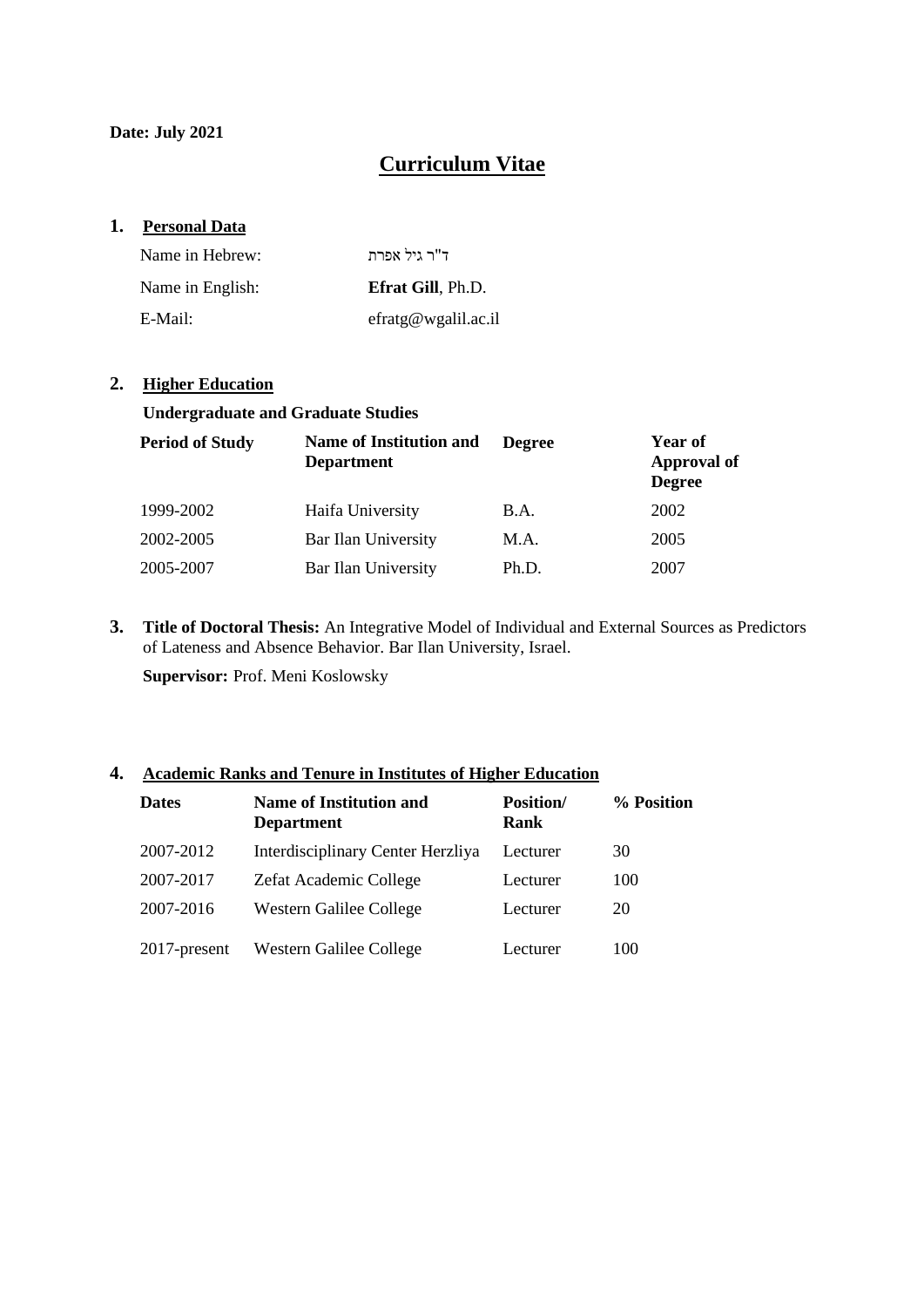**Date: July 2021**

# Curriculum Vitae

## 1. Personal Data

| | |
|---|---|
| Name in Hebrew: | ד"ר גיל אפרת |
| Name in English: | **Efrat Gill**, Ph.D. |
| E-Mail: | efratg@wgalil.ac.il |

## 2. Higher Education

**Undergraduate and Graduate Studies**

| Period of Study | Name of Institution and Department | Degree | Year of Approval of Degree |
|---|---|---|---|
| 1999-2002 | Haifa University | B.A. | 2002 |
| 2002-2005 | Bar Ilan University | M.A. | 2005 |
| 2005-2007 | Bar Ilan University | Ph.D. | 2007 |

## 3. Title of Doctoral Thesis:

**Title of Doctoral Thesis:** An Integrative Model of Individual and External Sources as Predictors of Lateness and Absence Behavior. Bar Ilan University, Israel.

**Supervisor:** Prof. Meni Koslowsky

## 4. Academic Ranks and Tenure in Institutes of Higher Education

| Dates | Name of Institution and Department | Position/ Rank | % Position |
|---|---|---|---|
| 2007-2012 | Interdisciplinary Center Herzliya | Lecturer | 30 |
| 2007-2017 | Zefat Academic College | Lecturer | 100 |
| 2007-2016 | Western Galilee College | Lecturer | 20 |
| 2017-present | Western Galilee College | Lecturer | 100 |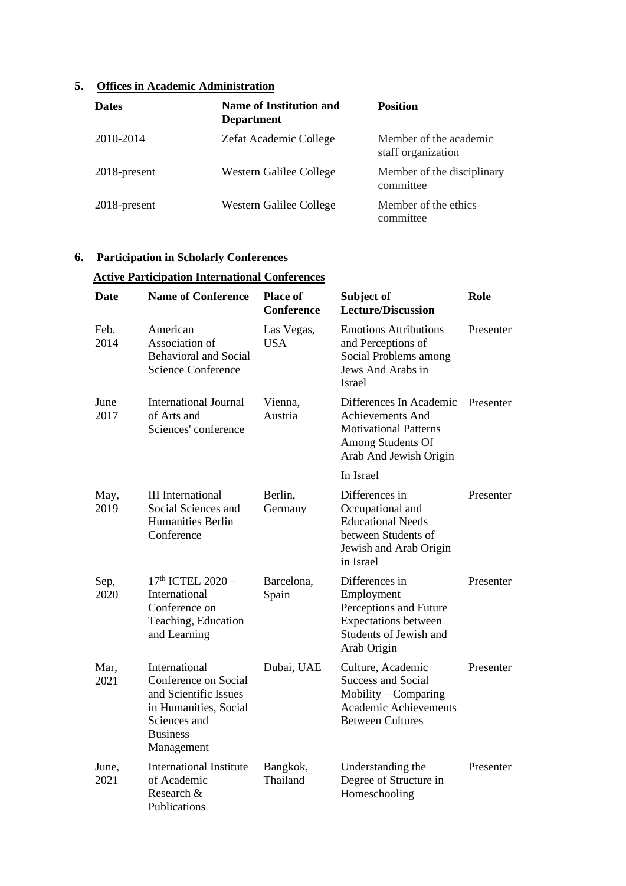## 5. Offices in Academic Administration

| Dates | Name of Institution and Department | Position |
|---|---|---|
| 2010-2014 | Zefat Academic College | Member of the academic staff organization |
| 2018-present | Western Galilee College | Member of the disciplinary committee |
| 2018-present | Western Galilee College | Member of the ethics committee |

## 6. Participation in Scholarly Conferences

### Active Participation International Conferences

| Date | Name of Conference | Place of Conference | Subject of Lecture/Discussion | Role |
|---|---|---|---|---|
| Feb. 2014 | American Association of Behavioral and Social Science Conference | Las Vegas, USA | Emotions Attributions and Perceptions of Social Problems among Jews And Arabs in Israel | Presenter |
| June 2017 | International Journal of Arts and Sciences' conference | Vienna, Austria | Differences In Academic Achievements And Motivational Patterns Among Students Of Arab And Jewish Origin In Israel | Presenter |
| May, 2019 | III International Social Sciences and Humanities Berlin Conference | Berlin, Germany | Differences in Occupational and Educational Needs between Students of Jewish and Arab Origin in Israel | Presenter |
| Sep, 2020 | 17th ICTEL 2020 – International Conference on Teaching, Education and Learning | Barcelona, Spain | Differences in Employment Perceptions and Future Expectations between Students of Jewish and Arab Origin | Presenter |
| Mar, 2021 | International Conference on Social and Scientific Issues in Humanities, Social Sciences and Business Management | Dubai, UAE | Culture, Academic Success and Social Mobility – Comparing Academic Achievements Between Cultures | Presenter |
| June, 2021 | International Institute of Academic Research & Publications | Bangkok, Thailand | Understanding the Degree of Structure in Homeschooling | Presenter |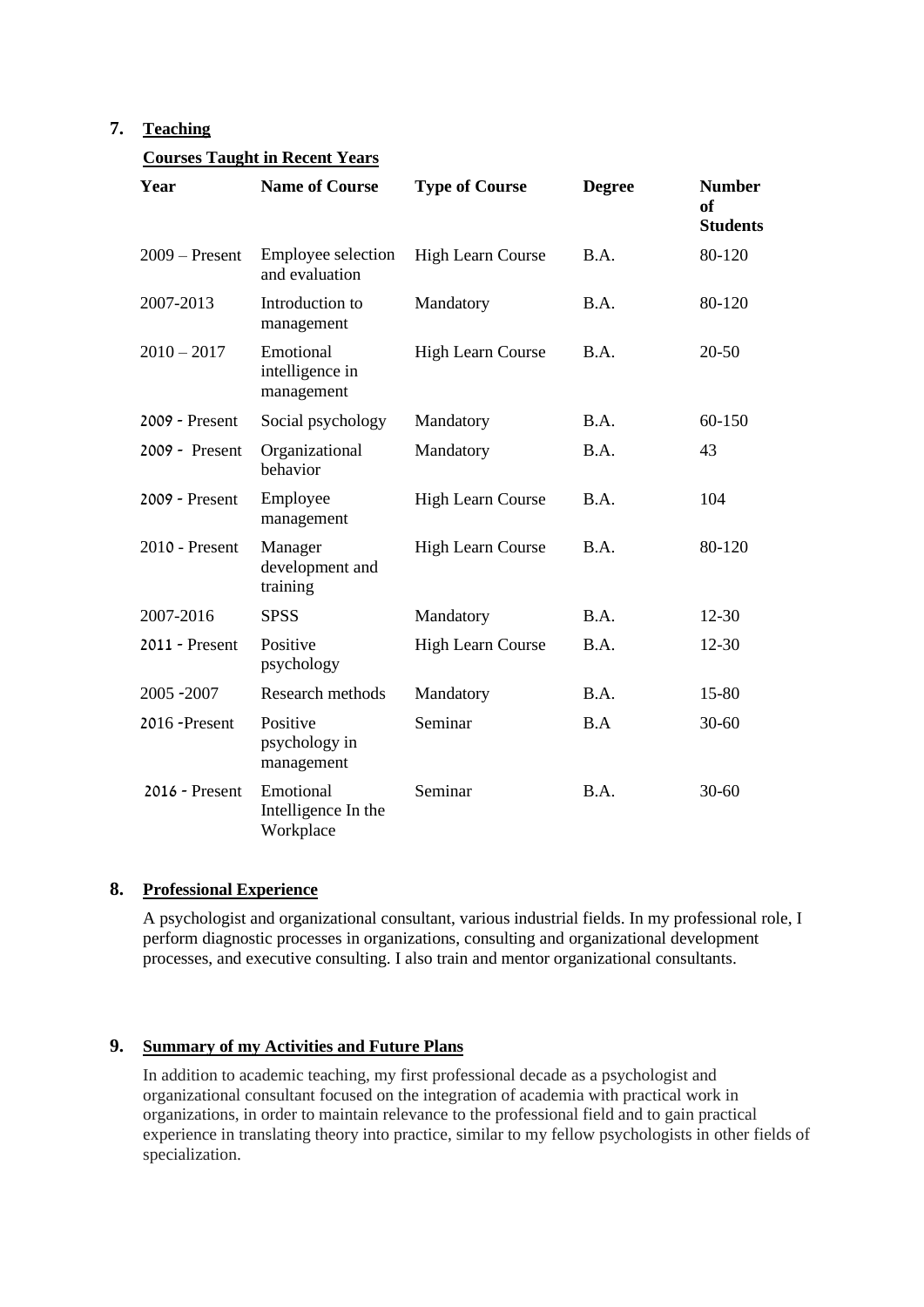## 7. Teaching

**Courses Taught in Recent Years**

| Year | Name of Course | Type of Course | Degree | Number of Students |
|---|---|---|---|---|
| 2009 – Present | Employee selection and evaluation | High Learn Course | B.A. | 80-120 |
| 2007-2013 | Introduction to management | Mandatory | B.A. | 80-120 |
| 2010 – 2017 | Emotional intelligence in management | High Learn Course | B.A. | 20-50 |
| 2009 - Present | Social psychology | Mandatory | B.A. | 60-150 |
| 2009 - Present | Organizational behavior | Mandatory | B.A. | 43 |
| 2009 - Present | Employee management | High Learn Course | B.A. | 104 |
| 2010 - Present | Manager development and training | High Learn Course | B.A. | 80-120 |
| 2007-2016 | SPSS | Mandatory | B.A. | 12-30 |
| 2011 - Present | Positive psychology | High Learn Course | B.A. | 12-30 |
| 2005 -2007 | Research methods | Mandatory | B.A. | 15-80 |
| 2016 -Present | Positive psychology in management | Seminar | B.A | 30-60 |
| 2016 - Present | Emotional Intelligence In the Workplace | Seminar | B.A. | 30-60 |

## 8. Professional Experience

A psychologist and organizational consultant, various industrial fields. In my professional role, I perform diagnostic processes in organizations, consulting and organizational development processes, and executive consulting. I also train and mentor organizational consultants.

## 9. Summary of my Activities and Future Plans

In addition to academic teaching, my first professional decade as a psychologist and organizational consultant focused on the integration of academia with practical work in organizations, in order to maintain relevance to the professional field and to gain practical experience in translating theory into practice, similar to my fellow psychologists in other fields of specialization.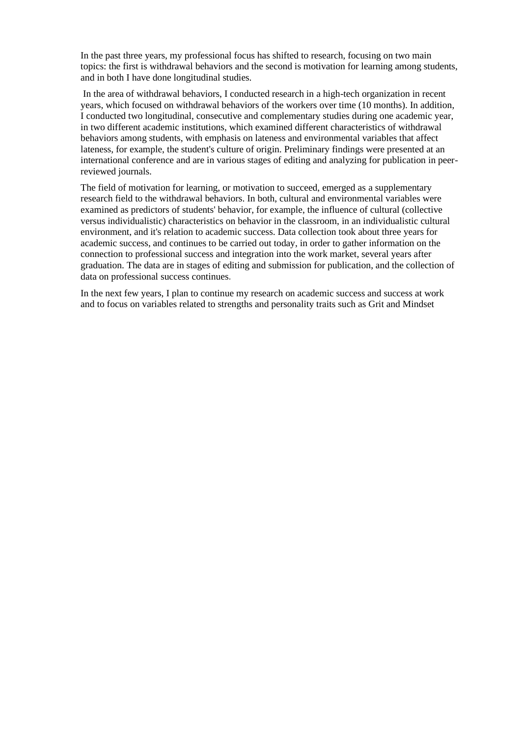In the past three years, my professional focus has shifted to research, focusing on two main topics: the first is withdrawal behaviors and the second is motivation for learning among students, and in both I have done longitudinal studies.

In the area of withdrawal behaviors, I conducted research in a high-tech organization in recent years, which focused on withdrawal behaviors of the workers over time (10 months). In addition, I conducted two longitudinal, consecutive and complementary studies during one academic year, in two different academic institutions, which examined different characteristics of withdrawal behaviors among students, with emphasis on lateness and environmental variables that affect lateness, for example, the student's culture of origin. Preliminary findings were presented at an international conference and are in various stages of editing and analyzing for publication in peer-reviewed journals.

The field of motivation for learning, or motivation to succeed, emerged as a supplementary research field to the withdrawal behaviors. In both, cultural and environmental variables were examined as predictors of students' behavior, for example, the influence of cultural (collective versus individualistic) characteristics on behavior in the classroom, in an individualistic cultural environment, and it's relation to academic success. Data collection took about three years for academic success, and continues to be carried out today, in order to gather information on the connection to professional success and integration into the work market, several years after graduation. The data are in stages of editing and submission for publication, and the collection of data on professional success continues.

In the next few years, I plan to continue my research on academic success and success at work and to focus on variables related to strengths and personality traits such as Grit and Mindset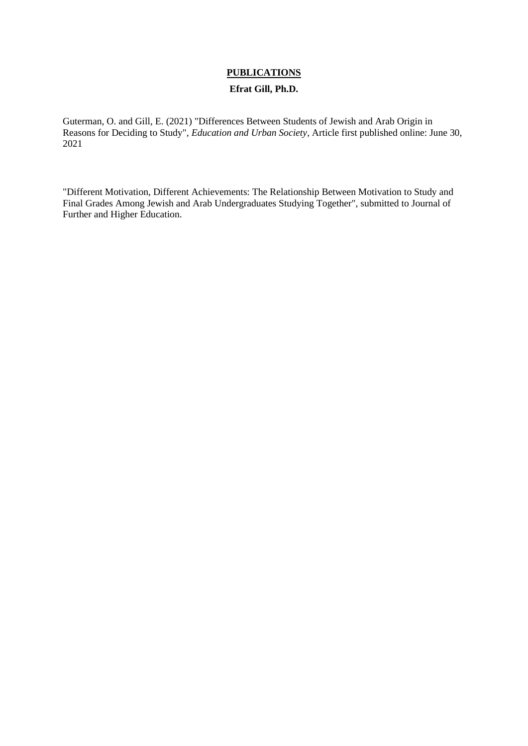**<u>PUBLICATIONS</u>**

**Efrat Gill, Ph.D.**

Guterman, O. and Gill, E. (2021) "Differences Between Students of Jewish and Arab Origin in Reasons for Deciding to Study", *Education and Urban Society*, Article first published online: June 30, 2021

"Different Motivation, Different Achievements: The Relationship Between Motivation to Study and Final Grades Among Jewish and Arab Undergraduates Studying Together", submitted to Journal of Further and Higher Education.